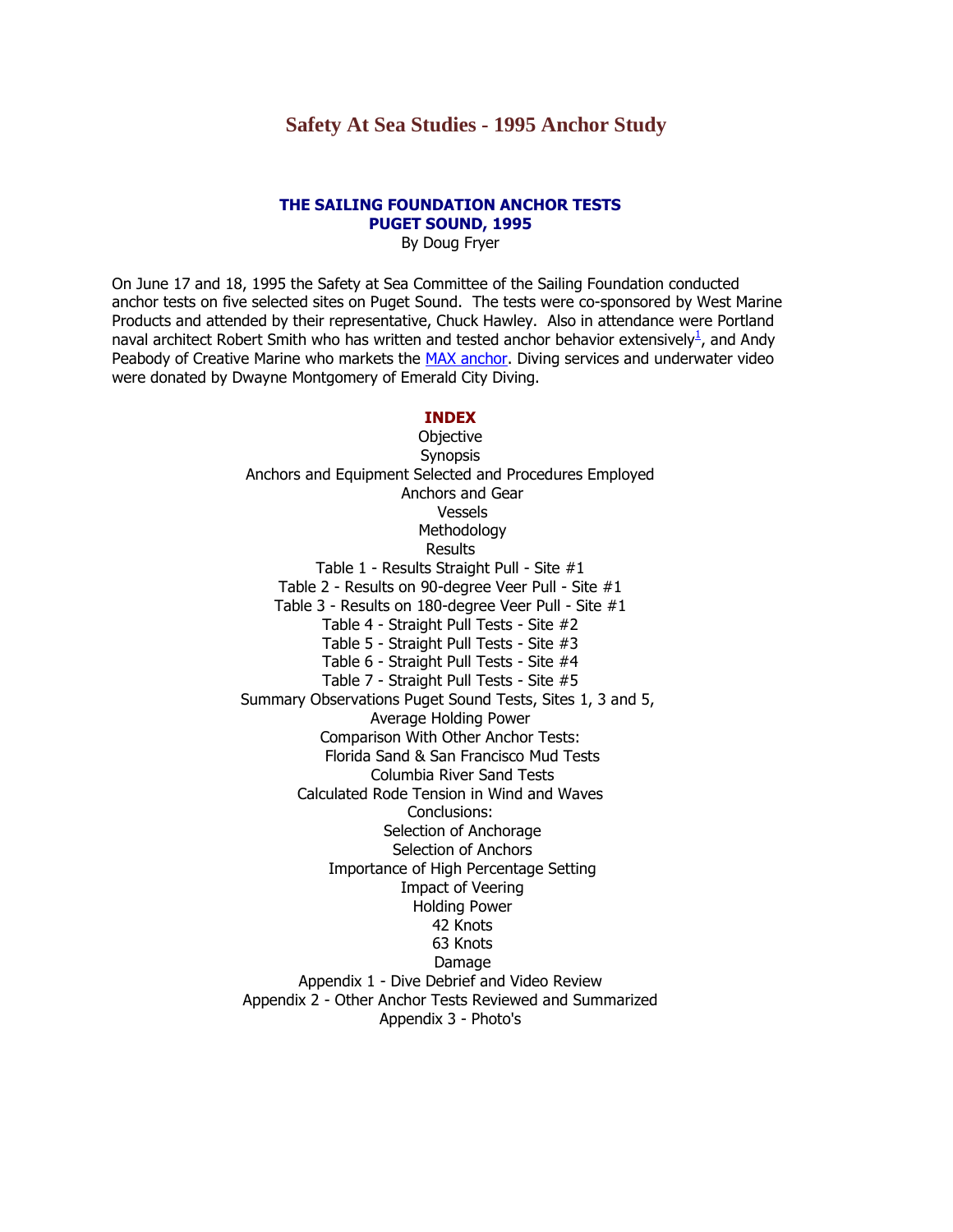# Safety At Sea Studies - 1995 Anchor Study

## THE SAILING FOUNDATION ANCHOR TESTS
## PUGET SOUND, 1995

By Doug Fryer

On June 17 and 18, 1995 the Safety at Sea Committee of the Sailing Foundation conducted anchor tests on five selected sites on Puget Sound. The tests were co-sponsored by West Marine Products and attended by their representative, Chuck Hawley. Also in attendance were Portland naval architect Robert Smith who has written and tested anchor behavior extensively[1], and Andy Peabody of Creative Marine who markets the MAX anchor. Diving services and underwater video were donated by Dwayne Montgomery of Emerald City Diving.

### INDEX

Objective
Synopsis
Anchors and Equipment Selected and Procedures Employed
Anchors and Gear
Vessels
Methodology
Results
Table 1 - Results Straight Pull - Site #1
Table 2 - Results on 90-degree Veer Pull - Site #1
Table 3 - Results on 180-degree Veer Pull - Site #1
Table 4 - Straight Pull Tests - Site #2
Table 5 - Straight Pull Tests - Site #3
Table 6 - Straight Pull Tests - Site #4
Table 7 - Straight Pull Tests - Site #5
Summary Observations Puget Sound Tests, Sites 1, 3 and 5,
Average Holding Power
Comparison With Other Anchor Tests:
Florida Sand & San Francisco Mud Tests
Columbia River Sand Tests
Calculated Rode Tension in Wind and Waves
Conclusions:
Selection of Anchorage
Selection of Anchors
Importance of High Percentage Setting
Impact of Veering
Holding Power
42 Knots
63 Knots
Damage
Appendix 1 - Dive Debrief and Video Review
Appendix 2 - Other Anchor Tests Reviewed and Summarized
Appendix 3 - Photo's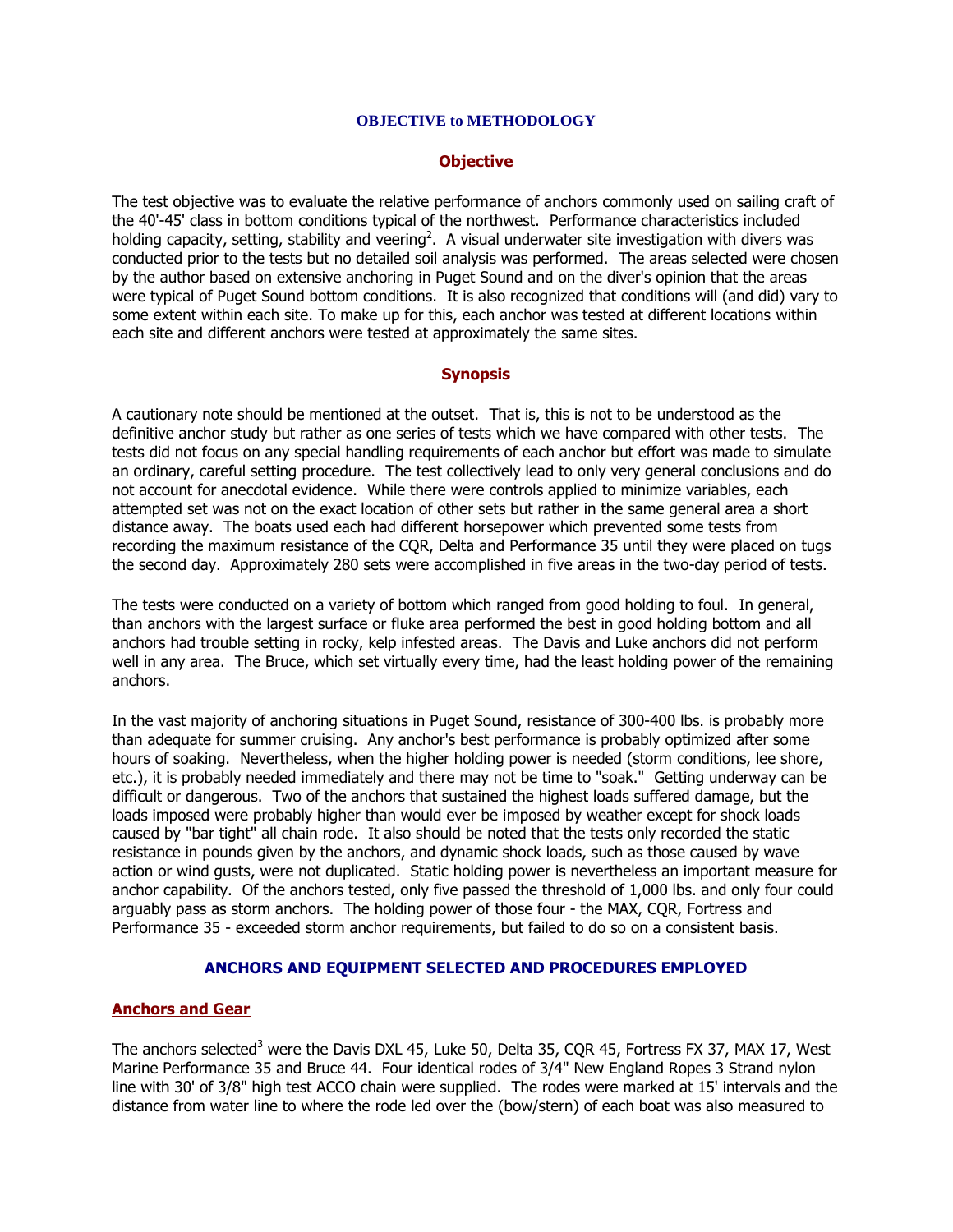# OBJECTIVE to METHODOLOGY

## Objective

The test objective was to evaluate the relative performance of anchors commonly used on sailing craft of the 40'-45' class in bottom conditions typical of the northwest. Performance characteristics included holding capacity, setting, stability and veering[2]. A visual underwater site investigation with divers was conducted prior to the tests but no detailed soil analysis was performed. The areas selected were chosen by the author based on extensive anchoring in Puget Sound and on the diver's opinion that the areas were typical of Puget Sound bottom conditions. It is also recognized that conditions will (and did) vary to some extent within each site. To make up for this, each anchor was tested at different locations within each site and different anchors were tested at approximately the same sites.

## Synopsis

A cautionary note should be mentioned at the outset. That is, this is not to be understood as the definitive anchor study but rather as one series of tests which we have compared with other tests. The tests did not focus on any special handling requirements of each anchor but effort was made to simulate an ordinary, careful setting procedure. The test collectively lead to only very general conclusions and do not account for anecdotal evidence. While there were controls applied to minimize variables, each attempted set was not on the exact location of other sets but rather in the same general area a short distance away. The boats used each had different horsepower which prevented some tests from recording the maximum resistance of the CQR, Delta and Performance 35 until they were placed on tugs the second day. Approximately 280 sets were accomplished in five areas in the two-day period of tests.

The tests were conducted on a variety of bottom which ranged from good holding to foul. In general, than anchors with the largest surface or fluke area performed the best in good holding bottom and all anchors had trouble setting in rocky, kelp infested areas. The Davis and Luke anchors did not perform well in any area. The Bruce, which set virtually every time, had the least holding power of the remaining anchors.

In the vast majority of anchoring situations in Puget Sound, resistance of 300-400 lbs. is probably more than adequate for summer cruising. Any anchor's best performance is probably optimized after some hours of soaking. Nevertheless, when the higher holding power is needed (storm conditions, lee shore, etc.), it is probably needed immediately and there may not be time to "soak." Getting underway can be difficult or dangerous. Two of the anchors that sustained the highest loads suffered damage, but the loads imposed were probably higher than would ever be imposed by weather except for shock loads caused by "bar tight" all chain rode. It also should be noted that the tests only recorded the static resistance in pounds given by the anchors, and dynamic shock loads, such as those caused by wave action or wind gusts, were not duplicated. Static holding power is nevertheless an important measure for anchor capability. Of the anchors tested, only five passed the threshold of 1,000 lbs. and only four could arguably pass as storm anchors. The holding power of those four - the MAX, CQR, Fortress and Performance 35 - exceeded storm anchor requirements, but failed to do so on a consistent basis.

# ANCHORS AND EQUIPMENT SELECTED AND PROCEDURES EMPLOYED

## Anchors and Gear

The anchors selected[3] were the Davis DXL 45, Luke 50, Delta 35, CQR 45, Fortress FX 37, MAX 17, West Marine Performance 35 and Bruce 44. Four identical rodes of 3/4" New England Ropes 3 Strand nylon line with 30' of 3/8" high test ACCO chain were supplied. The rodes were marked at 15' intervals and the distance from water line to where the rode led over the (bow/stern) of each boat was also measured to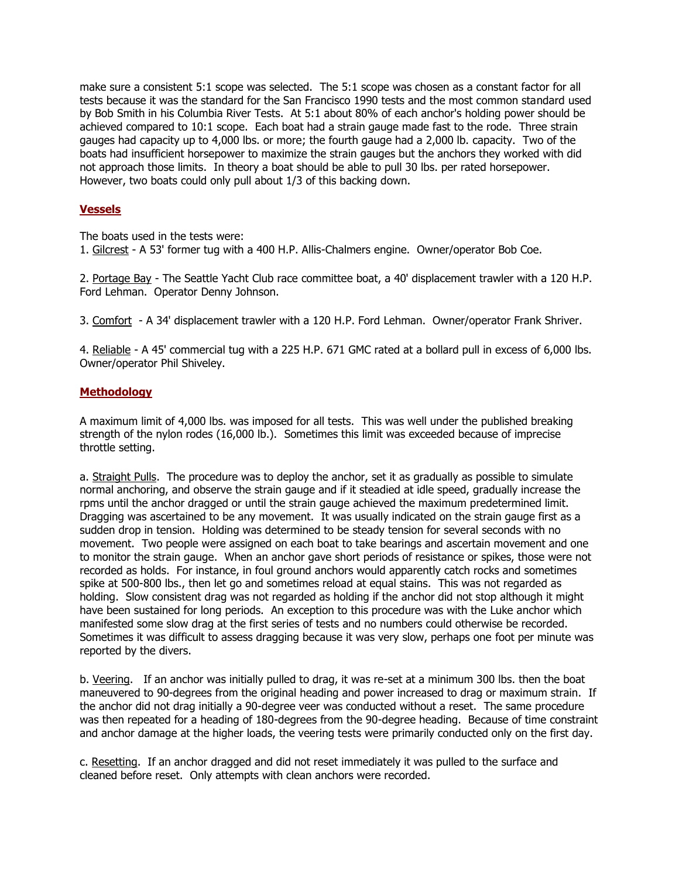make sure a consistent 5:1 scope was selected. The 5:1 scope was chosen as a constant factor for all tests because it was the standard for the San Francisco 1990 tests and the most common standard used by Bob Smith in his Columbia River Tests. At 5:1 about 80% of each anchor's holding power should be achieved compared to 10:1 scope. Each boat had a strain gauge made fast to the rode. Three strain gauges had capacity up to 4,000 lbs. or more; the fourth gauge had a 2,000 lb. capacity. Two of the boats had insufficient horsepower to maximize the strain gauges but the anchors they worked with did not approach those limits. In theory a boat should be able to pull 30 lbs. per rated horsepower. However, two boats could only pull about 1/3 of this backing down.

## Vessels

The boats used in the tests were:

1. Gilcrest - A 53' former tug with a 400 H.P. Allis-Chalmers engine. Owner/operator Bob Coe.

2. Portage Bay - The Seattle Yacht Club race committee boat, a 40' displacement trawler with a 120 H.P. Ford Lehman. Operator Denny Johnson.

3. Comfort - A 34' displacement trawler with a 120 H.P. Ford Lehman. Owner/operator Frank Shriver.

4. Reliable - A 45' commercial tug with a 225 H.P. 671 GMC rated at a bollard pull in excess of 6,000 lbs. Owner/operator Phil Shiveley.

## Methodology

A maximum limit of 4,000 lbs. was imposed for all tests. This was well under the published breaking strength of the nylon rodes (16,000 lb.). Sometimes this limit was exceeded because of imprecise throttle setting.

a. Straight Pulls. The procedure was to deploy the anchor, set it as gradually as possible to simulate normal anchoring, and observe the strain gauge and if it steadied at idle speed, gradually increase the rpms until the anchor dragged or until the strain gauge achieved the maximum predetermined limit. Dragging was ascertained to be any movement. It was usually indicated on the strain gauge first as a sudden drop in tension. Holding was determined to be steady tension for several seconds with no movement. Two people were assigned on each boat to take bearings and ascertain movement and one to monitor the strain gauge. When an anchor gave short periods of resistance or spikes, those were not recorded as holds. For instance, in foul ground anchors would apparently catch rocks and sometimes spike at 500-800 lbs., then let go and sometimes reload at equal stains. This was not regarded as holding. Slow consistent drag was not regarded as holding if the anchor did not stop although it might have been sustained for long periods. An exception to this procedure was with the Luke anchor which manifested some slow drag at the first series of tests and no numbers could otherwise be recorded. Sometimes it was difficult to assess dragging because it was very slow, perhaps one foot per minute was reported by the divers.

b. Veering. If an anchor was initially pulled to drag, it was re-set at a minimum 300 lbs. then the boat maneuvered to 90-degrees from the original heading and power increased to drag or maximum strain. If the anchor did not drag initially a 90-degree veer was conducted without a reset. The same procedure was then repeated for a heading of 180-degrees from the 90-degree heading. Because of time constraint and anchor damage at the higher loads, the veering tests were primarily conducted only on the first day.

c. Resetting. If an anchor dragged and did not reset immediately it was pulled to the surface and cleaned before reset. Only attempts with clean anchors were recorded.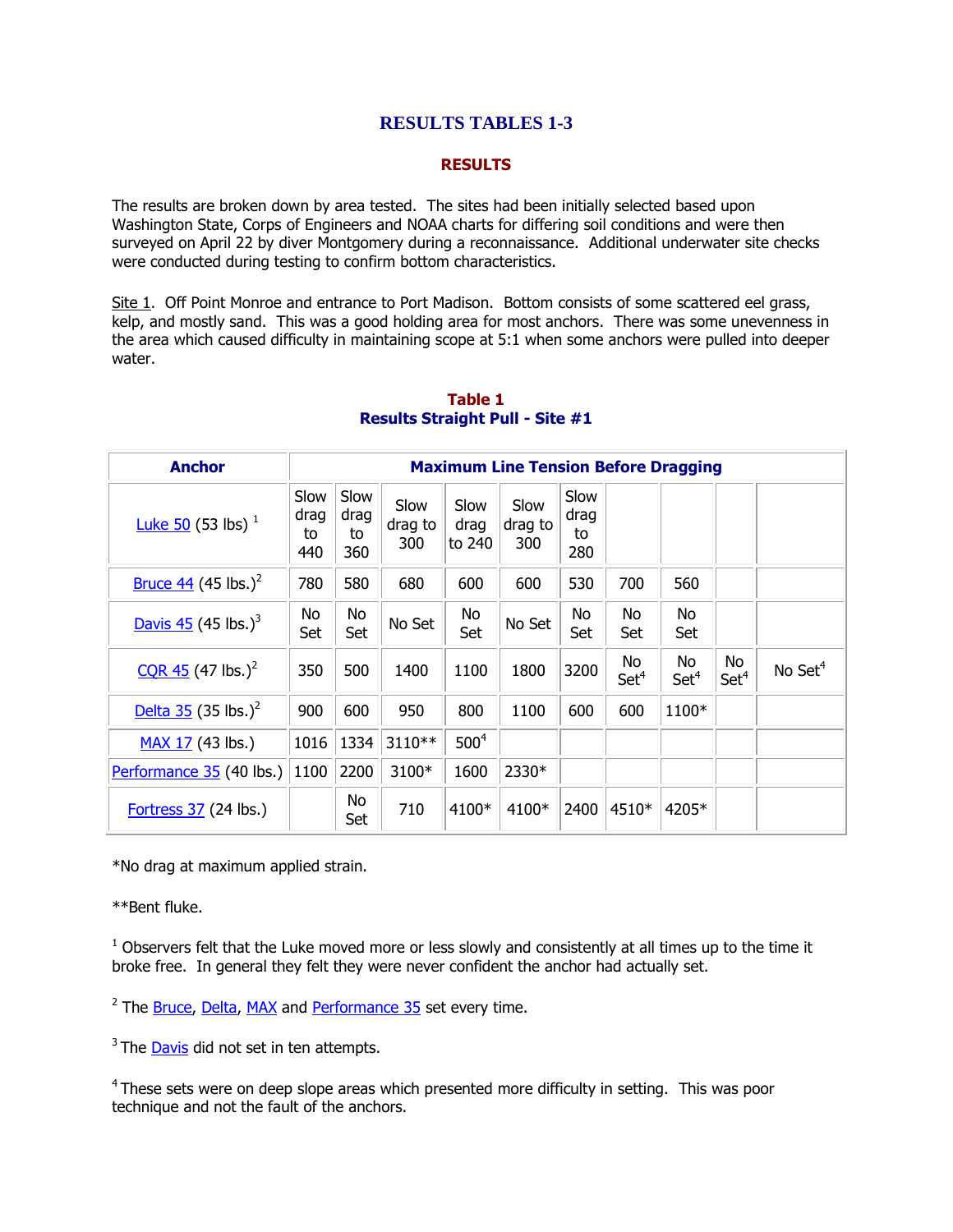## RESULTS TABLES 1-3

### RESULTS

The results are broken down by area tested. The sites had been initially selected based upon Washington State, Corps of Engineers and NOAA charts for differing soil conditions and were then surveyed on April 22 by diver Montgomery during a reconnaissance. Additional underwater site checks were conducted during testing to confirm bottom characteristics.

Site 1. Off Point Monroe and entrance to Port Madison. Bottom consists of some scattered eel grass, kelp, and mostly sand. This was a good holding area for most anchors. There was some unevenness in the area which caused difficulty in maintaining scope at 5:1 when some anchors were pulled into deeper water.

**Table 1**
**Results Straight Pull - Site #1**

| Anchor | Maximum Line Tension Before Dragging | | | | | | | | | |
|---|---|---|---|---|---|---|---|---|---|---|
| Luke 50 (53 lbs) [1] | Slow drag to 440 | Slow drag to 360 | Slow drag to 300 | Slow drag to 240 | Slow drag to 300 | Slow drag to 280 | | | | |
| Bruce 44 (45 lbs.)[2] | 780 | 580 | 680 | 600 | 600 | 530 | 700 | 560 | | |
| Davis 45 (45 lbs.)[3] | No Set | No Set | No Set | No Set | No Set | No Set | No Set | No Set | | |
| CQR 45 (47 lbs.)[2] | 350 | 500 | 1400 | 1100 | 1800 | 3200 | No Set[4] | No Set[4] | No Set[4] | No Set[4] |
| Delta 35 (35 lbs.)[2] | 900 | 600 | 950 | 800 | 1100 | 600 | 600 | 1100* | | |
| MAX 17 (43 lbs.) | 1016 | 1334 | 3110** | 500[4] | | | | | | |
| Performance 35 (40 lbs.) | 1100 | 2200 | 3100* | 1600 | 2330* | | | | | |
| Fortress 37 (24 lbs.) | | No Set | 710 | 4100* | 4100* | 2400 | 4510* | 4205* | | |

*No drag at maximum applied strain.

**Bent fluke.

[1] Observers felt that the Luke moved more or less slowly and consistently at all times up to the time it broke free. In general they felt they were never confident the anchor had actually set.

[2] The Bruce, Delta, MAX and Performance 35 set every time.

[3] The Davis did not set in ten attempts.

[4] These sets were on deep slope areas which presented more difficulty in setting. This was poor technique and not the fault of the anchors.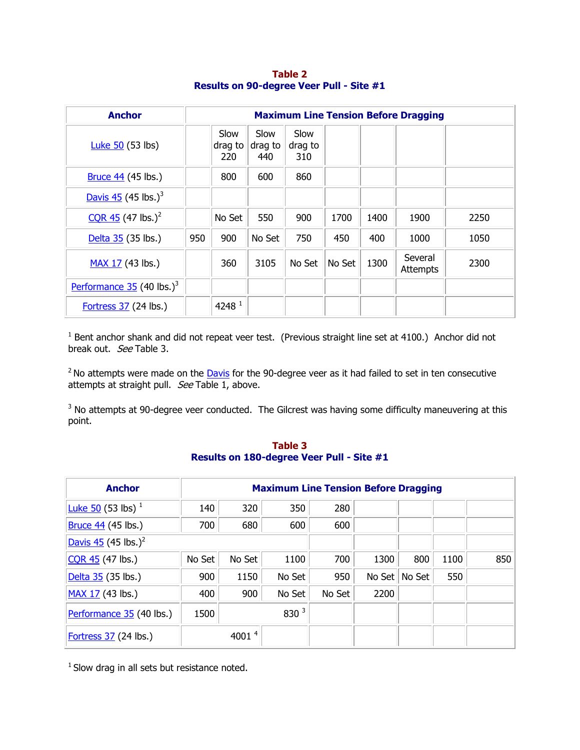**Table 2**
**Results on 90-degree Veer Pull - Site #1**

| Anchor | Maximum Line Tension Before Dragging | | | | | | | |
|---|---|---|---|---|---|---|---|---|
| Luke 50 (53 lbs) | | Slow drag to 220 | Slow drag to 440 | Slow drag to 310 | | | | |
| Bruce 44 (45 lbs.) | | 800 | 600 | 860 | | | | |
| Davis 45 (45 lbs.)[3] | | | | | | | | |
| CQR 45 (47 lbs.)[2] | | No Set | 550 | 900 | 1700 | 1400 | 1900 | 2250 |
| Delta 35 (35 lbs.) | 950 | 900 | No Set | 750 | 450 | 400 | 1000 | 1050 |
| MAX 17 (43 lbs.) | | 360 | 3105 | No Set | No Set | 1300 | Several Attempts | 2300 |
| Performance 35 (40 lbs.)[3] | | | | | | | | |
| Fortress 37 (24 lbs.) | | 4248 [1] | | | | | | |

[1] Bent anchor shank and did not repeat veer test. (Previous straight line set at 4100.) Anchor did not break out. *See* Table 3.

[2] No attempts were made on the Davis for the 90-degree veer as it had failed to set in ten consecutive attempts at straight pull. *See* Table 1, above.

[3] No attempts at 90-degree veer conducted. The Gilcrest was having some difficulty maneuvering at this point.

**Table 3**
**Results on 180-degree Veer Pull - Site #1**

| Anchor | Maximum Line Tension Before Dragging | | | | | | | |
|---|---|---|---|---|---|---|---|---|
| Luke 50 (53 lbs) [1] | 140 | 320 | 350 | 280 | | | | |
| Bruce 44 (45 lbs.) | 700 | 680 | 600 | 600 | | | | |
| Davis 45 (45 lbs.)[2] | | | | | | | | |
| CQR 45 (47 lbs.) | No Set | No Set | 1100 | 700 | 1300 | 800 | 1100 | 850 |
| Delta 35 (35 lbs.) | 900 | 1150 | No Set | 950 | No Set | No Set | 550 | |
| MAX 17 (43 lbs.) | 400 | 900 | No Set | No Set | 2200 | | | |
| Performance 35 (40 lbs.) | 1500 | | 830 [3] | | | | | |
| Fortress 37 (24 lbs.) | | 4001 [4] | | | | | | |

[1] Slow drag in all sets but resistance noted.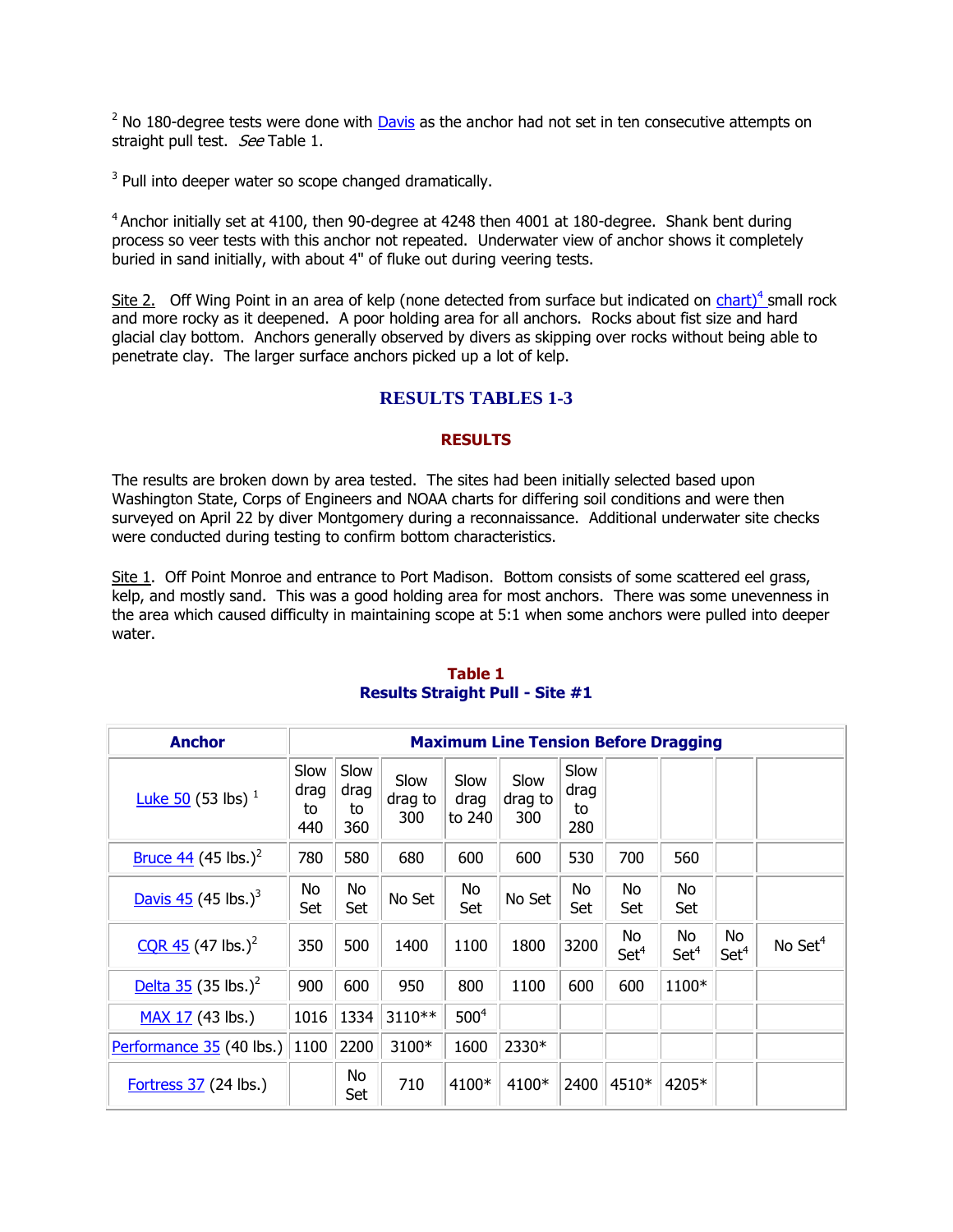[2] No 180-degree tests were done with Davis as the anchor had not set in ten consecutive attempts on straight pull test. *See* Table 1.

[3] Pull into deeper water so scope changed dramatically.

[4] Anchor initially set at 4100, then 90-degree at 4248 then 4001 at 180-degree. Shank bent during process so veer tests with this anchor not repeated. Underwater view of anchor shows it completely buried in sand initially, with about 4" of fluke out during veering tests.

Site 2. Off Wing Point in an area of kelp (none detected from surface but indicated on chart)[4] small rock and more rocky as it deepened. A poor holding area for all anchors. Rocks about fist size and hard glacial clay bottom. Anchors generally observed by divers as skipping over rocks without being able to penetrate clay. The larger surface anchors picked up a lot of kelp.

## RESULTS TABLES 1-3

### RESULTS

The results are broken down by area tested. The sites had been initially selected based upon Washington State, Corps of Engineers and NOAA charts for differing soil conditions and were then surveyed on April 22 by diver Montgomery during a reconnaissance. Additional underwater site checks were conducted during testing to confirm bottom characteristics.

Site 1. Off Point Monroe and entrance to Port Madison. Bottom consists of some scattered eel grass, kelp, and mostly sand. This was a good holding area for most anchors. There was some unevenness in the area which caused difficulty in maintaining scope at 5:1 when some anchors were pulled into deeper water.

**Table 1**
**Results Straight Pull - Site #1**

| Anchor | Maximum Line Tension Before Dragging | | | | | | | | | |
|---|---|---|---|---|---|---|---|---|---|---|
| Luke 50 (53 lbs) [1] | Slow drag to 440 | Slow drag to 360 | Slow drag to 300 | Slow drag to 240 | Slow drag to 300 | Slow drag to 280 | | | | |
| Bruce 44 (45 lbs.)[2] | 780 | 580 | 680 | 600 | 600 | 530 | 700 | 560 | | |
| Davis 45 (45 lbs.)[3] | No Set | No Set | No Set | No Set | No Set | No Set | No Set | No Set | | |
| CQR 45 (47 lbs.)[2] | 350 | 500 | 1400 | 1100 | 1800 | 3200 | No Set[4] | No Set[4] | No Set[4] | No Set[4] |
| Delta 35 (35 lbs.)[2] | 900 | 600 | 950 | 800 | 1100 | 600 | 600 | 1100* | | |
| MAX 17 (43 lbs.) | 1016 | 1334 | 3110** | 500[4] | | | | | | |
| Performance 35 (40 lbs.) | 1100 | 2200 | 3100* | 1600 | 2330* | | | | | |
| Fortress 37 (24 lbs.) | | No Set | 710 | 4100* | 4100* | 2400 | 4510* | 4205* | | |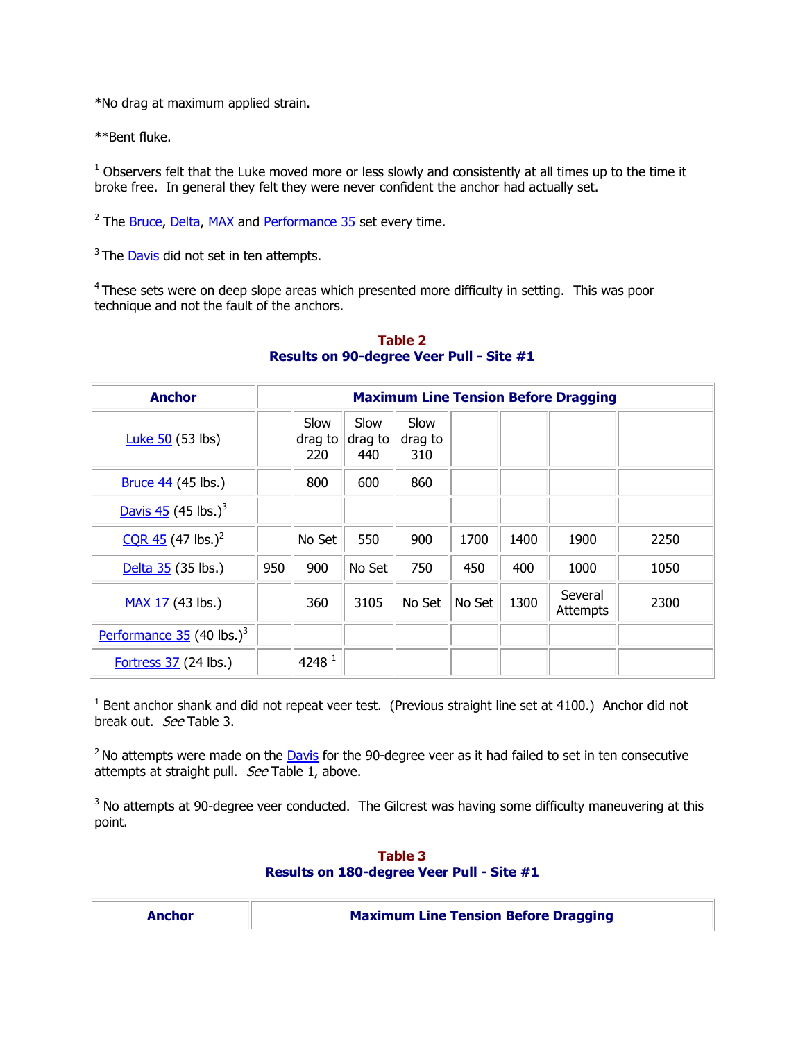*No drag at maximum applied strain.

**Bent fluke.

[1] Observers felt that the Luke moved more or less slowly and consistently at all times up to the time it broke free. In general they felt they were never confident the anchor had actually set.

[2] The Bruce, Delta, MAX and Performance 35 set every time.

[3] The Davis did not set in ten attempts.

[4] These sets were on deep slope areas which presented more difficulty in setting. This was poor technique and not the fault of the anchors.

**Table 2**
**Results on 90-degree Veer Pull - Site #1**

| Anchor | Maximum Line Tension Before Dragging | | | | | | | |
|---|---|---|---|---|---|---|---|---|
| Luke 50 (53 lbs) | | Slow drag to 220 | Slow drag to 440 | Slow drag to 310 | | | | |
| Bruce 44 (45 lbs.) | | 800 | 600 | 860 | | | | |
| Davis 45 (45 lbs.)[3] | | | | | | | | |
| CQR 45 (47 lbs.)[2] | | No Set | 550 | 900 | 1700 | 1400 | 1900 | 2250 |
| Delta 35 (35 lbs.) | 950 | 900 | No Set | 750 | 450 | 400 | 1000 | 1050 |
| MAX 17 (43 lbs.) | | 360 | 3105 | No Set | No Set | 1300 | Several Attempts | 2300 |
| Performance 35 (40 lbs.)[3] | | | | | | | | |
| Fortress 37 (24 lbs.) | | 4248 [1] | | | | | | |

[1] Bent anchor shank and did not repeat veer test. (Previous straight line set at 4100.) Anchor did not break out. *See* Table 3.

[2] No attempts were made on the Davis for the 90-degree veer as it had failed to set in ten consecutive attempts at straight pull. *See* Table 1, above.

[3] No attempts at 90-degree veer conducted. The Gilcrest was having some difficulty maneuvering at this point.

**Table 3**
**Results on 180-degree Veer Pull - Site #1**

| Anchor | Maximum Line Tension Before Dragging |
|---|---|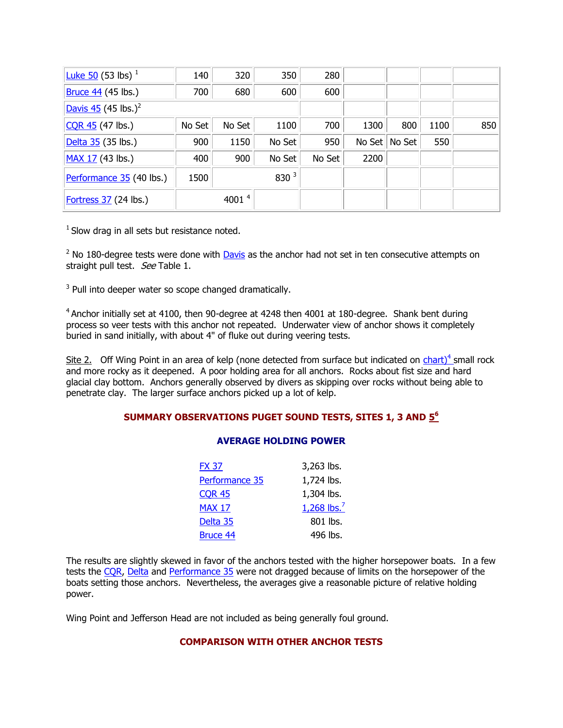| | | | | | | | | |
|---|---|---|---|---|---|---|---|---|
| Luke 50 (53 lbs) [1] | 140 | 320 | 350 | 280 | | | | |
| Bruce 44 (45 lbs.) | 700 | 680 | 600 | 600 | | | | |
| Davis 45 (45 lbs.)[2] | | | | | | | | |
| CQR 45 (47 lbs.) | No Set | No Set | 1100 | 700 | 1300 | 800 | 1100 | 850 |
| Delta 35 (35 lbs.) | 900 | 1150 | No Set | 950 | No Set | No Set | 550 | |
| MAX 17 (43 lbs.) | 400 | 900 | No Set | No Set | 2200 | | | |
| Performance 35 (40 lbs.) | 1500 | | 830 [3] | | | | | |
| Fortress 37 (24 lbs.) | | 4001 [4] | | | | | | |

[1] Slow drag in all sets but resistance noted.

[2] No 180-degree tests were done with Davis as the anchor had not set in ten consecutive attempts on straight pull test. *See* Table 1.

[3] Pull into deeper water so scope changed dramatically.

[4] Anchor initially set at 4100, then 90-degree at 4248 then 4001 at 180-degree. Shank bent during process so veer tests with this anchor not repeated. Underwater view of anchor shows it completely buried in sand initially, with about 4" of fluke out during veering tests.

Site 2. Off Wing Point in an area of kelp (none detected from surface but indicated on chart)[4] small rock and more rocky as it deepened. A poor holding area for all anchors. Rocks about fist size and hard glacial clay bottom. Anchors generally observed by divers as skipping over rocks without being able to penetrate clay. The larger surface anchors picked up a lot of kelp.

## SUMMARY OBSERVATIONS PUGET SOUND TESTS, SITES 1, 3 AND 5[6]

### AVERAGE HOLDING POWER

| | |
|---|---|
| FX 37 | 3,263 lbs. |
| Performance 35 | 1,724 lbs. |
| CQR 45 | 1,304 lbs. |
| MAX 17 | 1,268 lbs.[7] |
| Delta 35 | 801 lbs. |
| Bruce 44 | 496 lbs. |

The results are slightly skewed in favor of the anchors tested with the higher horsepower boats. In a few tests the CQR, Delta and Performance 35 were not dragged because of limits on the horsepower of the boats setting those anchors. Nevertheless, the averages give a reasonable picture of relative holding power.

Wing Point and Jefferson Head are not included as being generally foul ground.

## COMPARISON WITH OTHER ANCHOR TESTS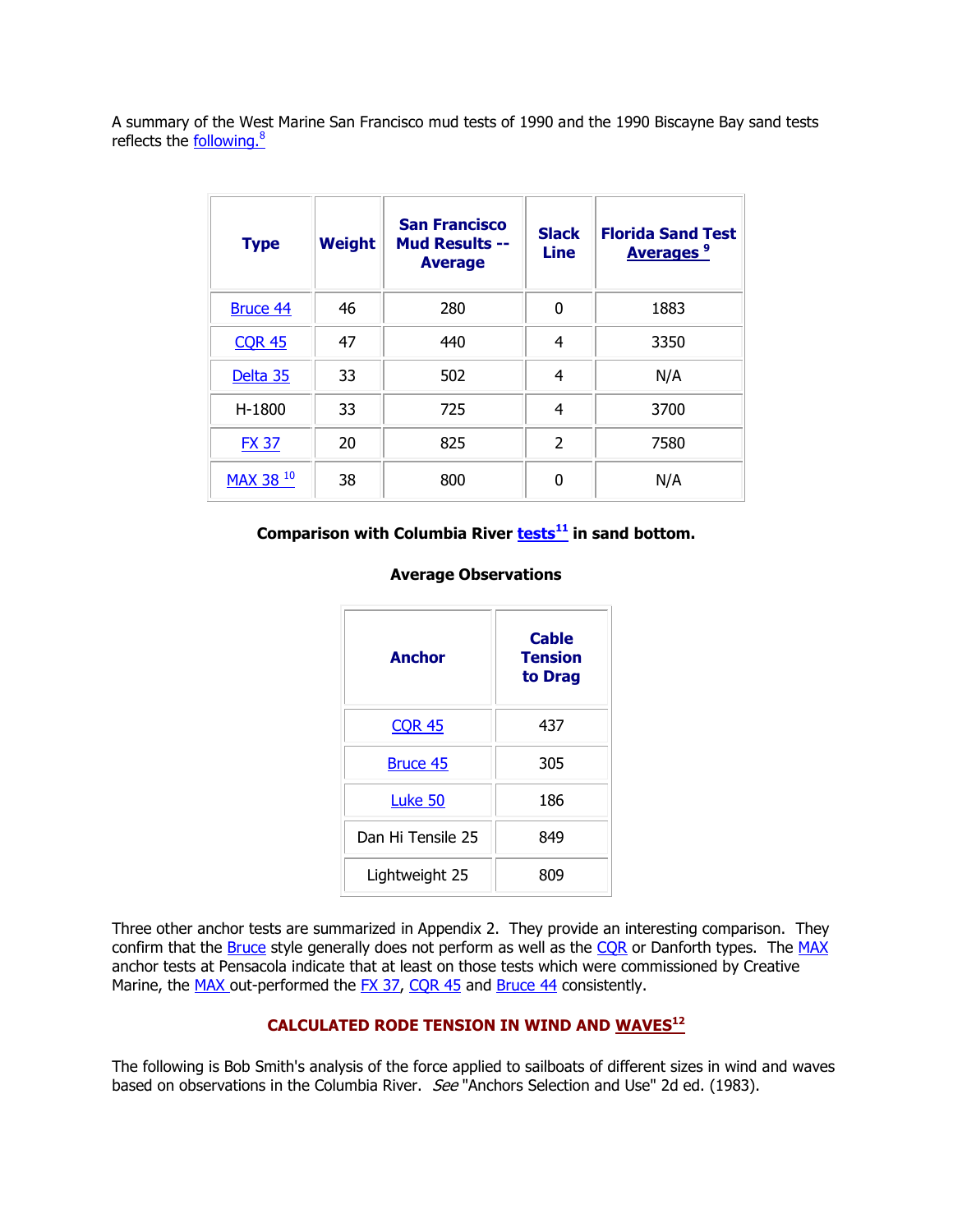A summary of the West Marine San Francisco mud tests of 1990 and the 1990 Biscayne Bay sand tests reflects the following.[8]

| Type | Weight | San Francisco Mud Results -- Average | Slack Line | Florida Sand Test Averages [9] |
|---|---|---|---|---|
| Bruce 44 | 46 | 280 | 0 | 1883 |
| CQR 45 | 47 | 440 | 4 | 3350 |
| Delta 35 | 33 | 502 | 4 | N/A |
| H-1800 | 33 | 725 | 4 | 3700 |
| FX 37 | 20 | 825 | 2 | 7580 |
| MAX 38 [10] | 38 | 800 | 0 | N/A |

**Comparison with Columbia River tests[11] in sand bottom.**

**Average Observations**

| Anchor | Cable Tension to Drag |
|---|---|
| CQR 45 | 437 |
| Bruce 45 | 305 |
| Luke 50 | 186 |
| Dan Hi Tensile 25 | 849 |
| Lightweight 25 | 809 |

Three other anchor tests are summarized in Appendix 2. They provide an interesting comparison. They confirm that the Bruce style generally does not perform as well as the CQR or Danforth types. The MAX anchor tests at Pensacola indicate that at least on those tests which were commissioned by Creative Marine, the MAX out-performed the FX 37, CQR 45 and Bruce 44 consistently.

## CALCULATED RODE TENSION IN WIND AND WAVES[12]

The following is Bob Smith's analysis of the force applied to sailboats of different sizes in wind and waves based on observations in the Columbia River. *See* "Anchors Selection and Use" 2d ed. (1983).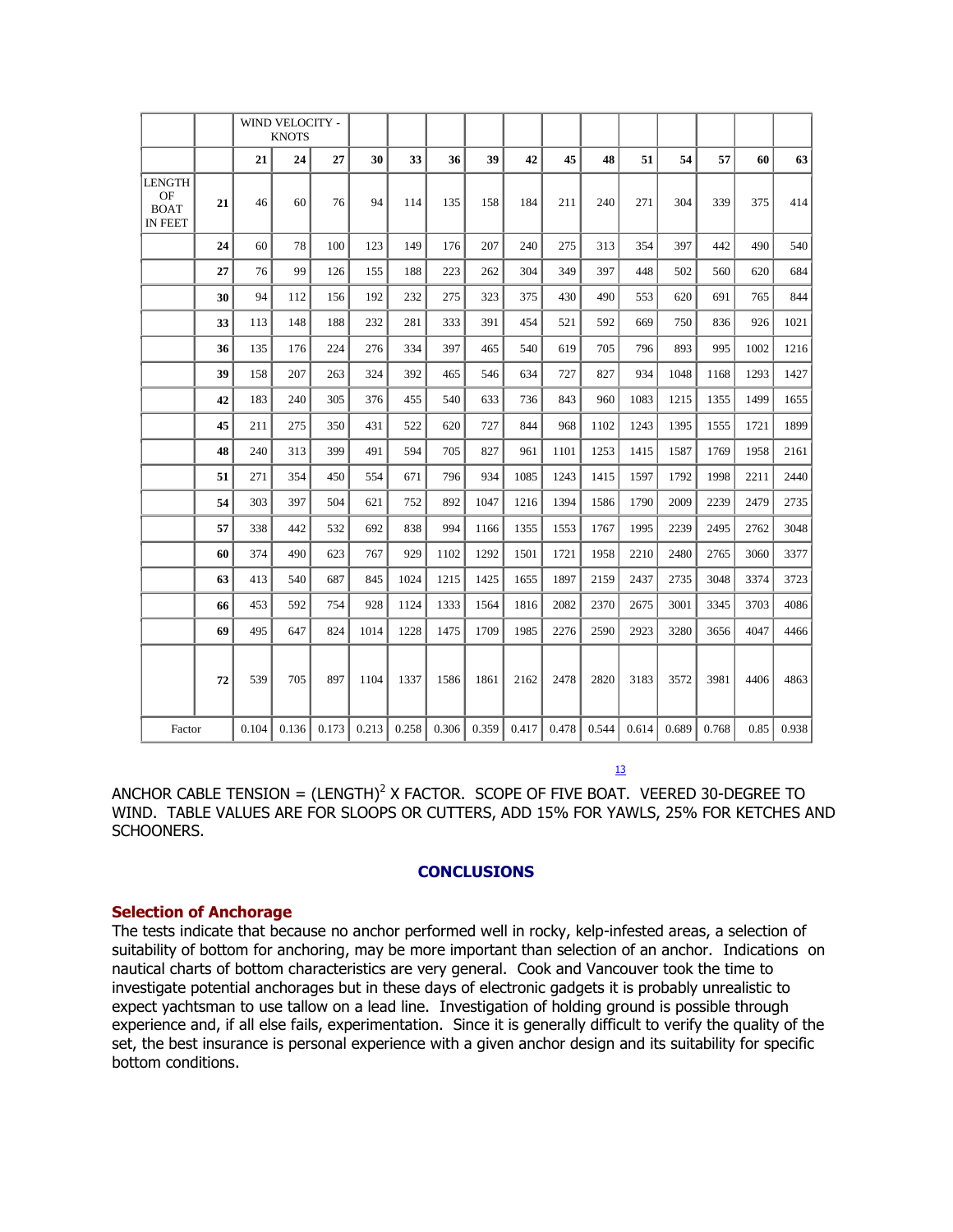| | | WIND VELOCITY - KNOTS | | | | | | | | | | | | | |
|---|---|---|---|---|---|---|---|---|---|---|---|---|---|---|---|
| | | 21 | 24 | 27 | 30 | 33 | 36 | 39 | 42 | 45 | 48 | 51 | 54 | 57 | 60 | 63 |
| LENGTH OF BOAT IN FEET | 21 | 46 | 60 | 76 | 94 | 114 | 135 | 158 | 184 | 211 | 240 | 271 | 304 | 339 | 375 | 414 |
| | 24 | 60 | 78 | 100 | 123 | 149 | 176 | 207 | 240 | 275 | 313 | 354 | 397 | 442 | 490 | 540 |
| | 27 | 76 | 99 | 126 | 155 | 188 | 223 | 262 | 304 | 349 | 397 | 448 | 502 | 560 | 620 | 684 |
| | 30 | 94 | 112 | 156 | 192 | 232 | 275 | 323 | 375 | 430 | 490 | 553 | 620 | 691 | 765 | 844 |
| | 33 | 113 | 148 | 188 | 232 | 281 | 333 | 391 | 454 | 521 | 592 | 669 | 750 | 836 | 926 | 1021 |
| | 36 | 135 | 176 | 224 | 276 | 334 | 397 | 465 | 540 | 619 | 705 | 796 | 893 | 995 | 1002 | 1216 |
| | 39 | 158 | 207 | 263 | 324 | 392 | 465 | 546 | 634 | 727 | 827 | 934 | 1048 | 1168 | 1293 | 1427 |
| | 42 | 183 | 240 | 305 | 376 | 455 | 540 | 633 | 736 | 843 | 960 | 1083 | 1215 | 1355 | 1499 | 1655 |
| | 45 | 211 | 275 | 350 | 431 | 522 | 620 | 727 | 844 | 968 | 1102 | 1243 | 1395 | 1555 | 1721 | 1899 |
| | 48 | 240 | 313 | 399 | 491 | 594 | 705 | 827 | 961 | 1101 | 1253 | 1415 | 1587 | 1769 | 1958 | 2161 |
| | 51 | 271 | 354 | 450 | 554 | 671 | 796 | 934 | 1085 | 1243 | 1415 | 1597 | 1792 | 1998 | 2211 | 2440 |
| | 54 | 303 | 397 | 504 | 621 | 752 | 892 | 1047 | 1216 | 1394 | 1586 | 1790 | 2009 | 2239 | 2479 | 2735 |
| | 57 | 338 | 442 | 532 | 692 | 838 | 994 | 1166 | 1355 | 1553 | 1767 | 1995 | 2239 | 2495 | 2762 | 3048 |
| | 60 | 374 | 490 | 623 | 767 | 929 | 1102 | 1292 | 1501 | 1721 | 1958 | 2210 | 2480 | 2765 | 3060 | 3377 |
| | 63 | 413 | 540 | 687 | 845 | 1024 | 1215 | 1425 | 1655 | 1897 | 2159 | 2437 | 2735 | 3048 | 3374 | 3723 |
| | 66 | 453 | 592 | 754 | 928 | 1124 | 1333 | 1564 | 1816 | 2082 | 2370 | 2675 | 3001 | 3345 | 3703 | 4086 |
| | 69 | 495 | 647 | 824 | 1014 | 1228 | 1475 | 1709 | 1985 | 2276 | 2590 | 2923 | 3280 | 3656 | 4047 | 4466 |
| | 72 | 539 | 705 | 897 | 1104 | 1337 | 1586 | 1861 | 2162 | 2478 | 2820 | 3183 | 3572 | 3981 | 4406 | 4863 |
| Factor | | 0.104 | 0.136 | 0.173 | 0.213 | 0.258 | 0.306 | 0.359 | 0.417 | 0.478 | 0.544 | 0.614 | 0.689 | 0.768 | 0.85 | 0.938 |

[13]

ANCHOR CABLE TENSION = $(\text{LENGTH})^2$ X FACTOR. SCOPE OF FIVE BOAT. VEERED 30-DEGREE TO WIND. TABLE VALUES ARE FOR SLOOPS OR CUTTERS, ADD 15% FOR YAWLS, 25% FOR KETCHES AND SCHOONERS.

## CONCLUSIONS

### Selection of Anchorage

The tests indicate that because no anchor performed well in rocky, kelp-infested areas, a selection of suitability of bottom for anchoring, may be more important than selection of an anchor. Indications on nautical charts of bottom characteristics are very general. Cook and Vancouver took the time to investigate potential anchorages but in these days of electronic gadgets it is probably unrealistic to expect yachtsman to use tallow on a lead line. Investigation of holding ground is possible through experience and, if all else fails, experimentation. Since it is generally difficult to verify the quality of the set, the best insurance is personal experience with a given anchor design and its suitability for specific bottom conditions.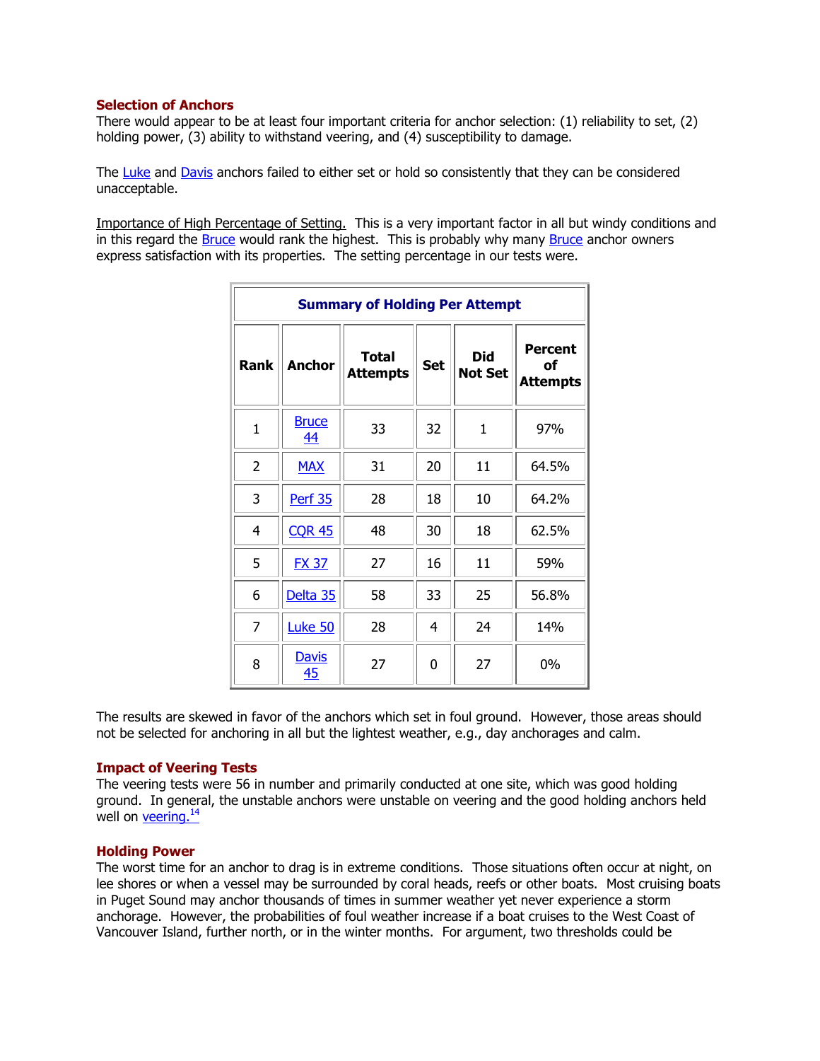### Selection of Anchors

There would appear to be at least four important criteria for anchor selection: (1) reliability to set, (2) holding power, (3) ability to withstand veering, and (4) susceptibility to damage.

The Luke and Davis anchors failed to either set or hold so consistently that they can be considered unacceptable.

Importance of High Percentage of Setting. This is a very important factor in all but windy conditions and in this regard the Bruce would rank the highest. This is probably why many Bruce anchor owners express satisfaction with its properties. The setting percentage in our tests were.

| Summary of Holding Per Attempt | | | | | |
|---|---|---|---|---|---|
| Rank | Anchor | Total Attempts | Set | Did Not Set | Percent of Attempts |
| 1 | Bruce 44 | 33 | 32 | 1 | 97% |
| 2 | MAX | 31 | 20 | 11 | 64.5% |
| 3 | Perf 35 | 28 | 18 | 10 | 64.2% |
| 4 | CQR 45 | 48 | 30 | 18 | 62.5% |
| 5 | FX 37 | 27 | 16 | 11 | 59% |
| 6 | Delta 35 | 58 | 33 | 25 | 56.8% |
| 7 | Luke 50 | 28 | 4 | 24 | 14% |
| 8 | Davis 45 | 27 | 0 | 27 | 0% |

The results are skewed in favor of the anchors which set in foul ground. However, those areas should not be selected for anchoring in all but the lightest weather, e.g., day anchorages and calm.

### Impact of Veering Tests

The veering tests were 56 in number and primarily conducted at one site, which was good holding ground. In general, the unstable anchors were unstable on veering and the good holding anchors held well on veering.[14]

### Holding Power

The worst time for an anchor to drag is in extreme conditions. Those situations often occur at night, on lee shores or when a vessel may be surrounded by coral heads, reefs or other boats. Most cruising boats in Puget Sound may anchor thousands of times in summer weather yet never experience a storm anchorage. However, the probabilities of foul weather increase if a boat cruises to the West Coast of Vancouver Island, further north, or in the winter months. For argument, two thresholds could be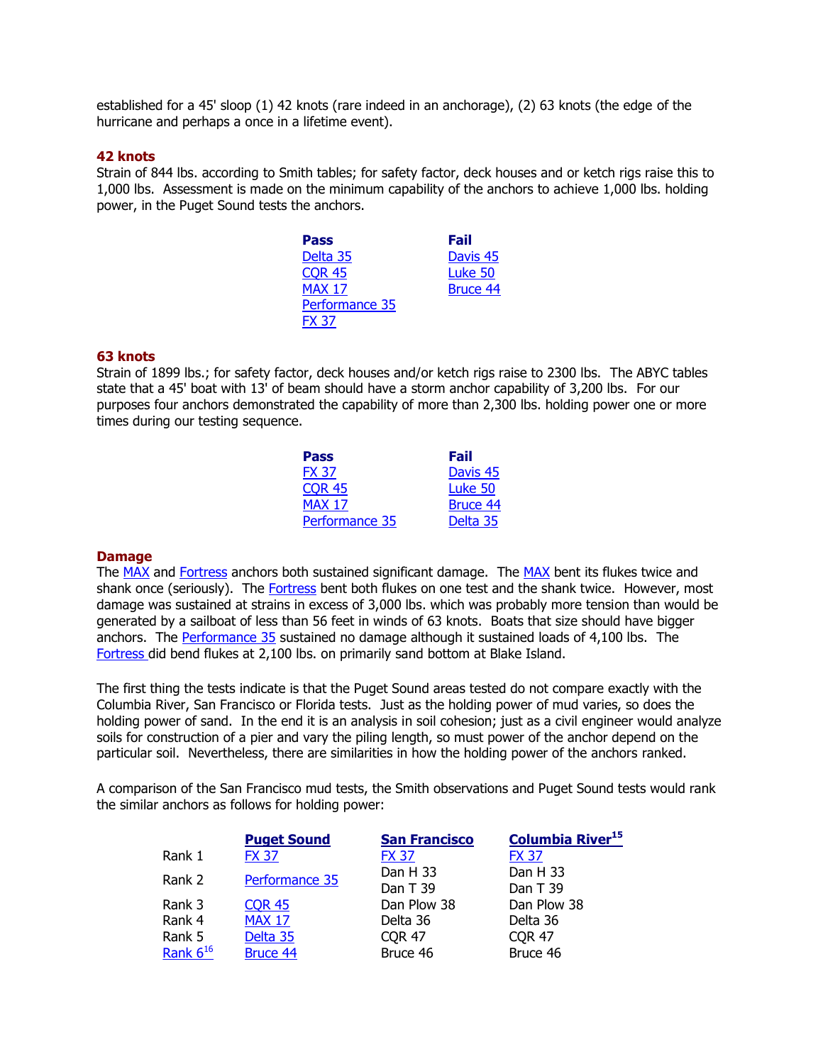established for a 45' sloop (1) 42 knots (rare indeed in an anchorage), (2) 63 knots (the edge of the hurricane and perhaps a once in a lifetime event).

### 42 knots

Strain of 844 lbs. according to Smith tables; for safety factor, deck houses and or ketch rigs raise this to 1,000 lbs. Assessment is made on the minimum capability of the anchors to achieve 1,000 lbs. holding power, in the Puget Sound tests the anchors.

| Pass | Fail |
|---|---|
| Delta 35 | Davis 45 |
| CQR 45 | Luke 50 |
| MAX 17 | Bruce 44 |
| Performance 35 | |
| FX 37 | |

### 63 knots

Strain of 1899 lbs.; for safety factor, deck houses and/or ketch rigs raise to 2300 lbs. The ABYC tables state that a 45' boat with 13' of beam should have a storm anchor capability of 3,200 lbs. For our purposes four anchors demonstrated the capability of more than 2,300 lbs. holding power one or more times during our testing sequence.

| Pass | Fail |
|---|---|
| FX 37 | Davis 45 |
| CQR 45 | Luke 50 |
| MAX 17 | Bruce 44 |
| Performance 35 | Delta 35 |

### Damage

The MAX and Fortress anchors both sustained significant damage. The MAX bent its flukes twice and shank once (seriously). The Fortress bent both flukes on one test and the shank twice. However, most damage was sustained at strains in excess of 3,000 lbs. which was probably more tension than would be generated by a sailboat of less than 56 feet in winds of 63 knots. Boats that size should have bigger anchors. The Performance 35 sustained no damage although it sustained loads of 4,100 lbs. The Fortress did bend flukes at 2,100 lbs. on primarily sand bottom at Blake Island.

The first thing the tests indicate is that the Puget Sound areas tested do not compare exactly with the Columbia River, San Francisco or Florida tests. Just as the holding power of mud varies, so does the holding power of sand. In the end it is an analysis in soil cohesion; just as a civil engineer would analyze soils for construction of a pier and vary the piling length, so must power of the anchor depend on the particular soil. Nevertheless, there are similarities in how the holding power of the anchors ranked.

A comparison of the San Francisco mud tests, the Smith observations and Puget Sound tests would rank the similar anchors as follows for holding power:

| | Puget Sound | San Francisco | Columbia River[15] |
|---|---|---|---|
| Rank 1 | FX 37 | FX 37 | FX 37 |
| Rank 2 | Performance 35 | Dan H 33<br>Dan T 39 | Dan H 33<br>Dan T 39 |
| Rank 3 | CQR 45 | Dan Plow 38 | Dan Plow 38 |
| Rank 4 | MAX 17 | Delta 36 | Delta 36 |
| Rank 5 | Delta 35 | CQR 47 | CQR 47 |
| Rank 6[16] | Bruce 44 | Bruce 46 | Bruce 46 |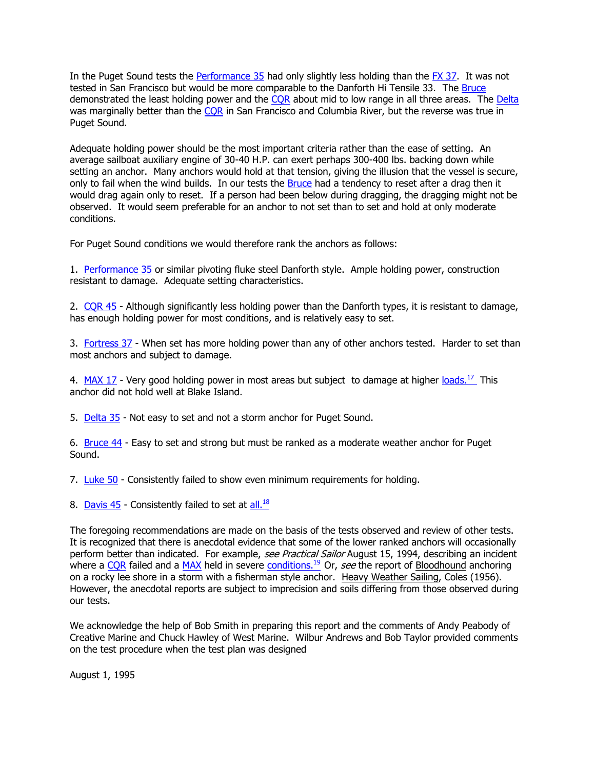In the Puget Sound tests the Performance 35 had only slightly less holding than the FX 37. It was not tested in San Francisco but would be more comparable to the Danforth Hi Tensile 33. The Bruce demonstrated the least holding power and the CQR about mid to low range in all three areas. The Delta was marginally better than the CQR in San Francisco and Columbia River, but the reverse was true in Puget Sound.

Adequate holding power should be the most important criteria rather than the ease of setting. An average sailboat auxiliary engine of 30-40 H.P. can exert perhaps 300-400 lbs. backing down while setting an anchor. Many anchors would hold at that tension, giving the illusion that the vessel is secure, only to fail when the wind builds. In our tests the Bruce had a tendency to reset after a drag then it would drag again only to reset. If a person had been below during dragging, the dragging might not be observed. It would seem preferable for an anchor to not set than to set and hold at only moderate conditions.

For Puget Sound conditions we would therefore rank the anchors as follows:

1. Performance 35 or similar pivoting fluke steel Danforth style. Ample holding power, construction resistant to damage. Adequate setting characteristics.

2. CQR 45 - Although significantly less holding power than the Danforth types, it is resistant to damage, has enough holding power for most conditions, and is relatively easy to set.

3. Fortress 37 - When set has more holding power than any of other anchors tested. Harder to set than most anchors and subject to damage.

4. MAX 17 - Very good holding power in most areas but subject to damage at higher loads.[17] This anchor did not hold well at Blake Island.

5. Delta 35 - Not easy to set and not a storm anchor for Puget Sound.

6. Bruce 44 - Easy to set and strong but must be ranked as a moderate weather anchor for Puget Sound.

7. Luke 50 - Consistently failed to show even minimum requirements for holding.

8. Davis 45 - Consistently failed to set at all.[18]

The foregoing recommendations are made on the basis of the tests observed and review of other tests. It is recognized that there is anecdotal evidence that some of the lower ranked anchors will occasionally perform better than indicated. For example, *see Practical Sailor* August 15, 1994, describing an incident where a CQR failed and a MAX held in severe conditions.[19] Or, *see* the report of Bloodhound anchoring on a rocky lee shore in a storm with a fisherman style anchor. Heavy Weather Sailing, Coles (1956). However, the anecdotal reports are subject to imprecision and soils differing from those observed during our tests.

We acknowledge the help of Bob Smith in preparing this report and the comments of Andy Peabody of Creative Marine and Chuck Hawley of West Marine. Wilbur Andrews and Bob Taylor provided comments on the test procedure when the test plan was designed

August 1, 1995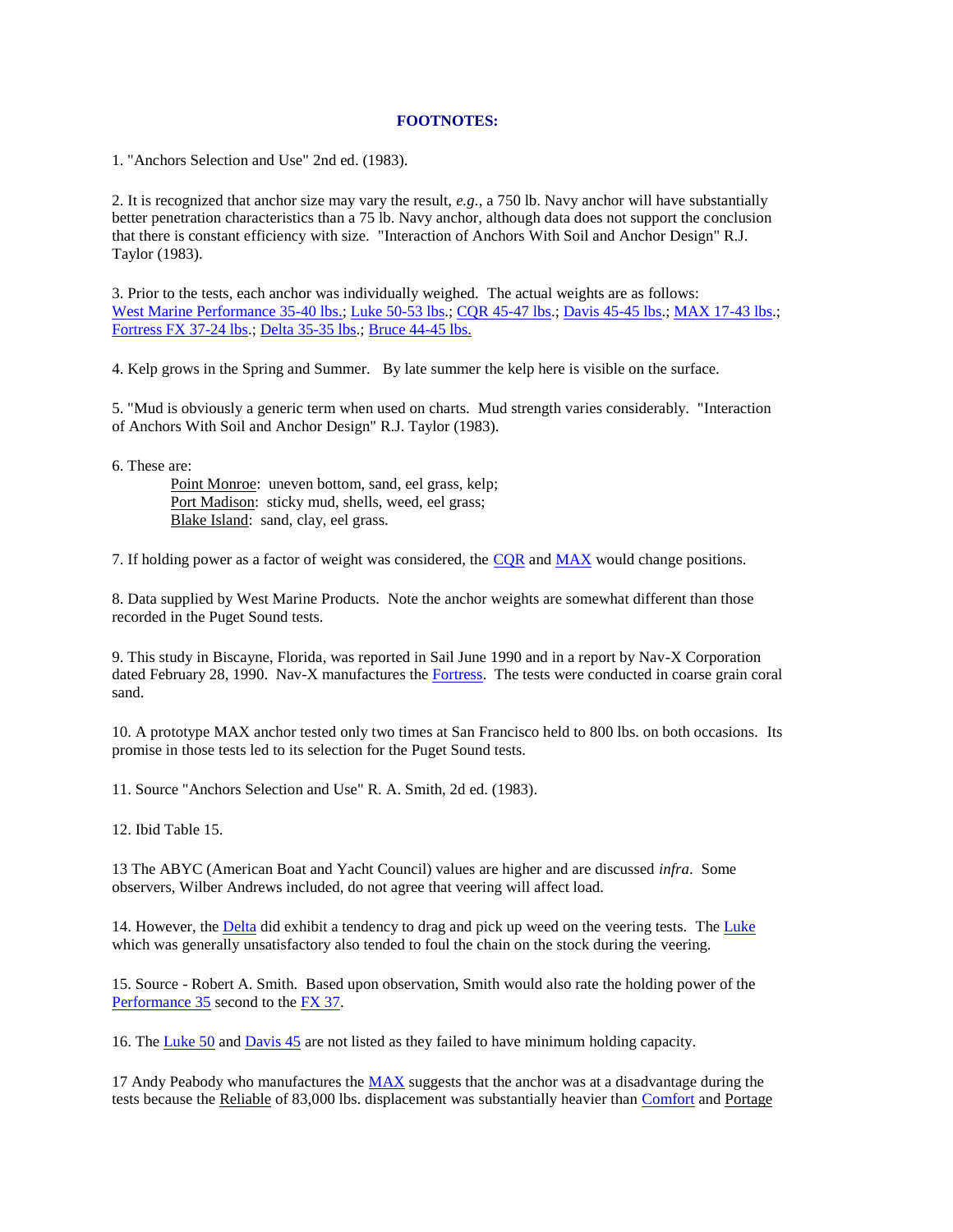## FOOTNOTES:

1. "Anchors Selection and Use" 2nd ed. (1983).

2. It is recognized that anchor size may vary the result, *e.g.*, a 750 lb. Navy anchor will have substantially better penetration characteristics than a 75 lb. Navy anchor, although data does not support the conclusion that there is constant efficiency with size. "Interaction of Anchors With Soil and Anchor Design" R.J. Taylor (1983).

3. Prior to the tests, each anchor was individually weighed. The actual weights are as follows: West Marine Performance 35-40 lbs.; Luke 50-53 lbs.; CQR 45-47 lbs.; Davis 45-45 lbs.; MAX 17-43 lbs.; Fortress FX 37-24 lbs.; Delta 35-35 lbs.; Bruce 44-45 lbs.

4. Kelp grows in the Spring and Summer. By late summer the kelp here is visible on the surface.

5. "Mud is obviously a generic term when used on charts. Mud strength varies considerably. "Interaction of Anchors With Soil and Anchor Design" R.J. Taylor (1983).

6. These are:

   Point Monroe: uneven bottom, sand, eel grass, kelp;
   Port Madison: sticky mud, shells, weed, eel grass;
   Blake Island: sand, clay, eel grass.

7. If holding power as a factor of weight was considered, the CQR and MAX would change positions.

8. Data supplied by West Marine Products. Note the anchor weights are somewhat different than those recorded in the Puget Sound tests.

9. This study in Biscayne, Florida, was reported in Sail June 1990 and in a report by Nav-X Corporation dated February 28, 1990. Nav-X manufactures the Fortress. The tests were conducted in coarse grain coral sand.

10. A prototype MAX anchor tested only two times at San Francisco held to 800 lbs. on both occasions. Its promise in those tests led to its selection for the Puget Sound tests.

11. Source "Anchors Selection and Use" R. A. Smith, 2d ed. (1983).

12. Ibid Table 15.

13 The ABYC (American Boat and Yacht Council) values are higher and are discussed *infra*. Some observers, Wilber Andrews included, do not agree that veering will affect load.

14. However, the Delta did exhibit a tendency to drag and pick up weed on the veering tests. The Luke which was generally unsatisfactory also tended to foul the chain on the stock during the veering.

15. Source - Robert A. Smith. Based upon observation, Smith would also rate the holding power of the Performance 35 second to the FX 37.

16. The Luke 50 and Davis 45 are not listed as they failed to have minimum holding capacity.

17 Andy Peabody who manufactures the MAX suggests that the anchor was at a disadvantage during the tests because the Reliable of 83,000 lbs. displacement was substantially heavier than Comfort and Portage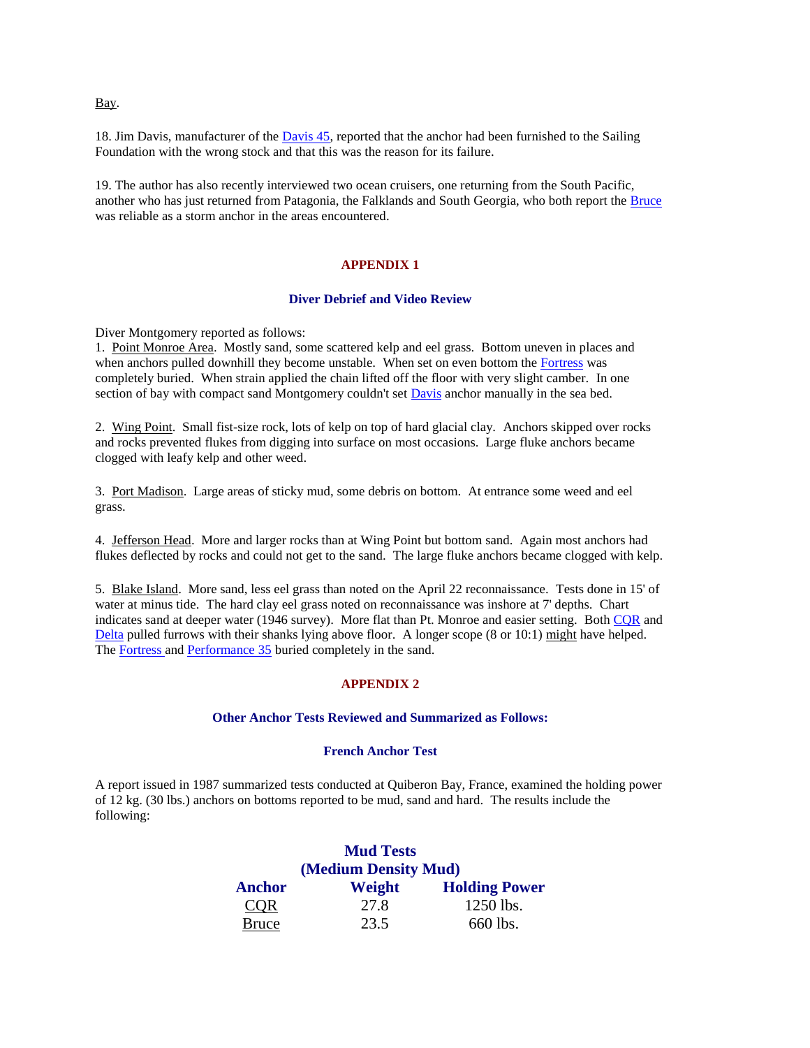Bay.

18. Jim Davis, manufacturer of the Davis 45, reported that the anchor had been furnished to the Sailing Foundation with the wrong stock and that this was the reason for its failure.

19. The author has also recently interviewed two ocean cruisers, one returning from the South Pacific, another who has just returned from Patagonia, the Falklands and South Georgia, who both report the Bruce was reliable as a storm anchor in the areas encountered.

## APPENDIX 1

### Diver Debrief and Video Review

Diver Montgomery reported as follows:

1. Point Monroe Area. Mostly sand, some scattered kelp and eel grass. Bottom uneven in places and when anchors pulled downhill they become unstable. When set on even bottom the Fortress was completely buried. When strain applied the chain lifted off the floor with very slight camber. In one section of bay with compact sand Montgomery couldn't set Davis anchor manually in the sea bed.

2. Wing Point. Small fist-size rock, lots of kelp on top of hard glacial clay. Anchors skipped over rocks and rocks prevented flukes from digging into surface on most occasions. Large fluke anchors became clogged with leafy kelp and other weed.

3. Port Madison. Large areas of sticky mud, some debris on bottom. At entrance some weed and eel grass.

4. Jefferson Head. More and larger rocks than at Wing Point but bottom sand. Again most anchors had flukes deflected by rocks and could not get to the sand. The large fluke anchors became clogged with kelp.

5. Blake Island. More sand, less eel grass than noted on the April 22 reconnaissance. Tests done in 15' of water at minus tide. The hard clay eel grass noted on reconnaissance was inshore at 7' depths. Chart indicates sand at deeper water (1946 survey). More flat than Pt. Monroe and easier setting. Both CQR and Delta pulled furrows with their shanks lying above floor. A longer scope (8 or 10:1) might have helped. The Fortress and Performance 35 buried completely in the sand.

## APPENDIX 2

### Other Anchor Tests Reviewed and Summarized as Follows:

### French Anchor Test

A report issued in 1987 summarized tests conducted at Quiberon Bay, France, examined the holding power of 12 kg. (30 lbs.) anchors on bottoms reported to be mud, sand and hard. The results include the following:

**Mud Tests**
**(Medium Density Mud)**

| Anchor | Weight | Holding Power |
|---|---|---|
| CQR | 27.8 | 1250 lbs. |
| Bruce | 23.5 | 660 lbs. |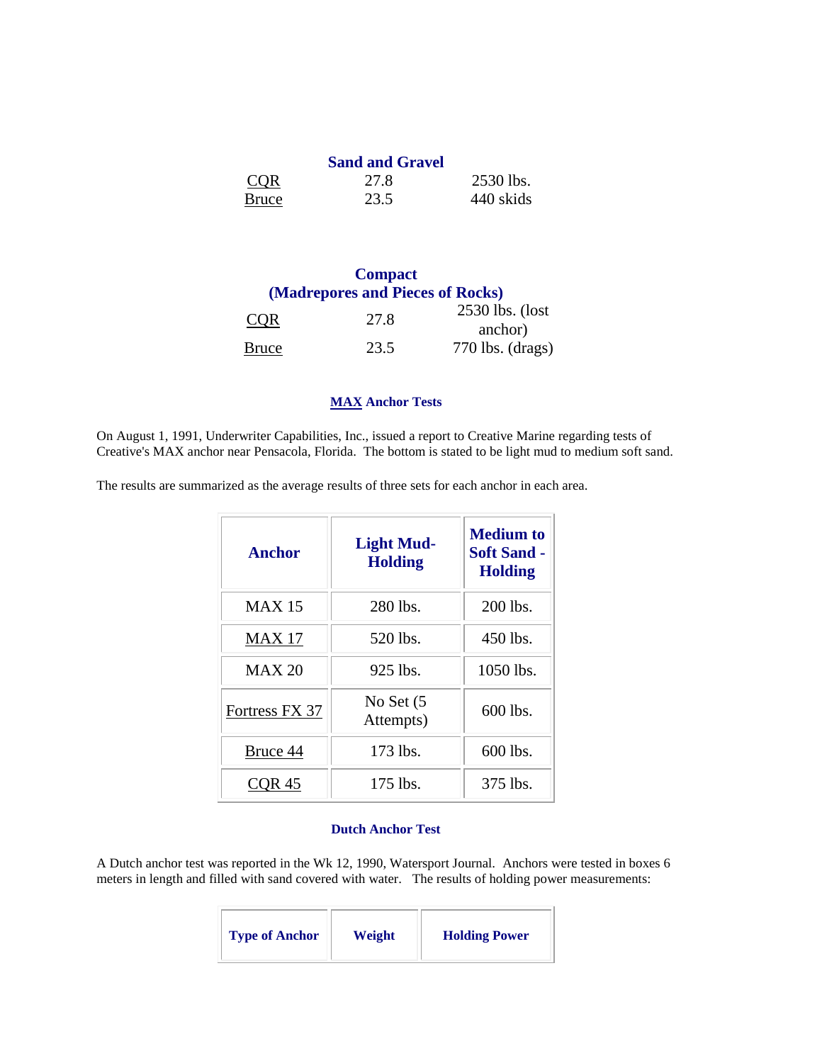**Sand and Gravel**

| | | |
|---|---|---|
| CQR | 27.8 | 2530 lbs. |
| Bruce | 23.5 | 440 skids |

**Compact**
**(Madrepores and Pieces of Rocks)**

| | | |
|---|---|---|
| CQR | 27.8 | 2530 lbs. (lost anchor) |
| Bruce | 23.5 | 770 lbs. (drags) |

### MAX Anchor Tests

On August 1, 1991, Underwriter Capabilities, Inc., issued a report to Creative Marine regarding tests of Creative's MAX anchor near Pensacola, Florida. The bottom is stated to be light mud to medium soft sand.

The results are summarized as the average results of three sets for each anchor in each area.

| Anchor | Light Mud-Holding | Medium to Soft Sand - Holding |
|---|---|---|
| MAX 15 | 280 lbs. | 200 lbs. |
| MAX 17 | 520 lbs. | 450 lbs. |
| MAX 20 | 925 lbs. | 1050 lbs. |
| Fortress FX 37 | No Set (5 Attempts) | 600 lbs. |
| Bruce 44 | 173 lbs. | 600 lbs. |
| CQR 45 | 175 lbs. | 375 lbs. |

### Dutch Anchor Test

A Dutch anchor test was reported in the Wk 12, 1990, Watersport Journal. Anchors were tested in boxes 6 meters in length and filled with sand covered with water. The results of holding power measurements:

| Type of Anchor | Weight | Holding Power |
|---|---|---|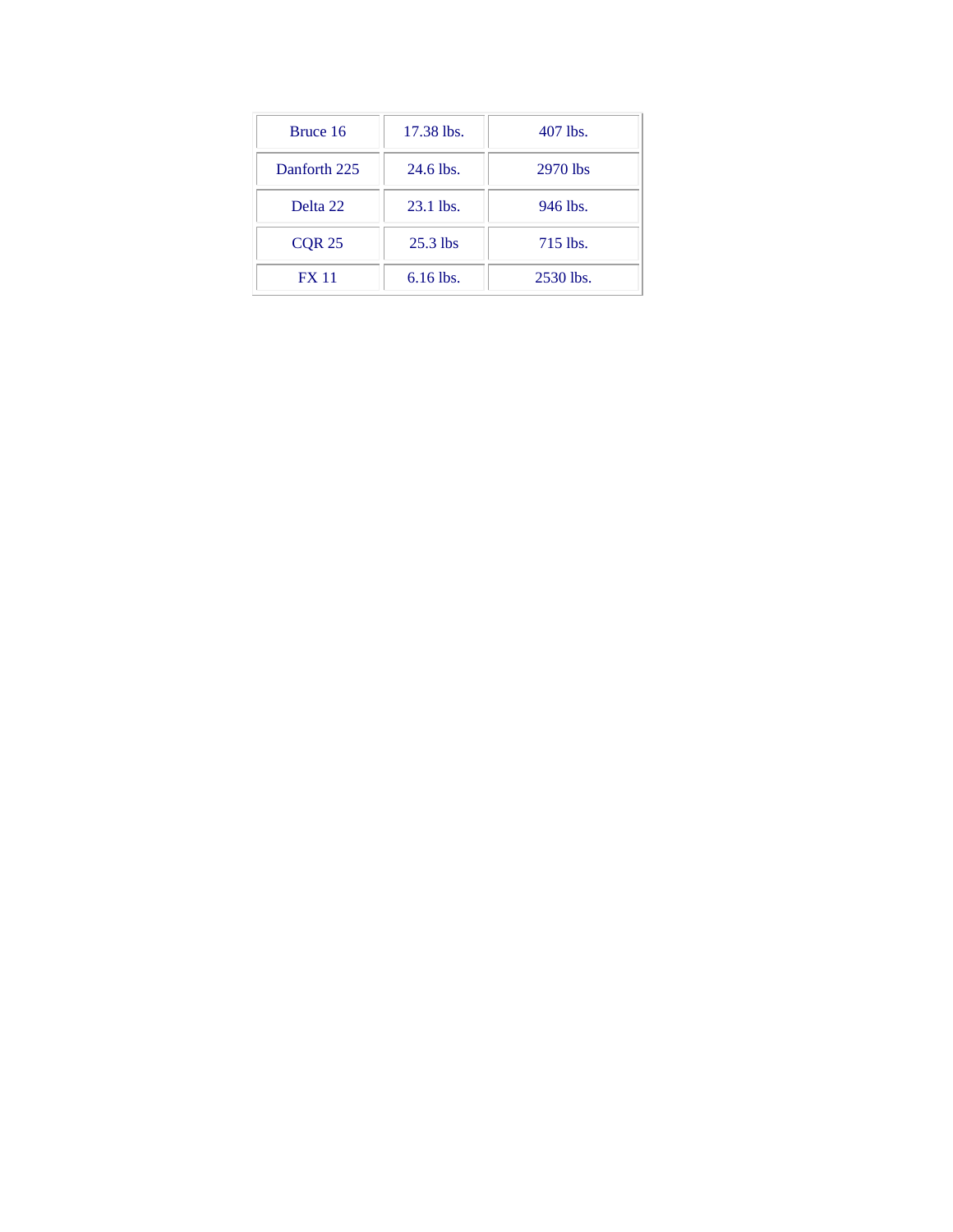| | | |
|---|---|---|
| Bruce 16 | 17.38 lbs. | 407 lbs. |
| Danforth 225 | 24.6 lbs. | 2970 lbs |
| Delta 22 | 23.1 lbs. | 946 lbs. |
| CQR 25 | 25.3 lbs | 715 lbs. |
| FX 11 | 6.16 lbs. | 2530 lbs. |